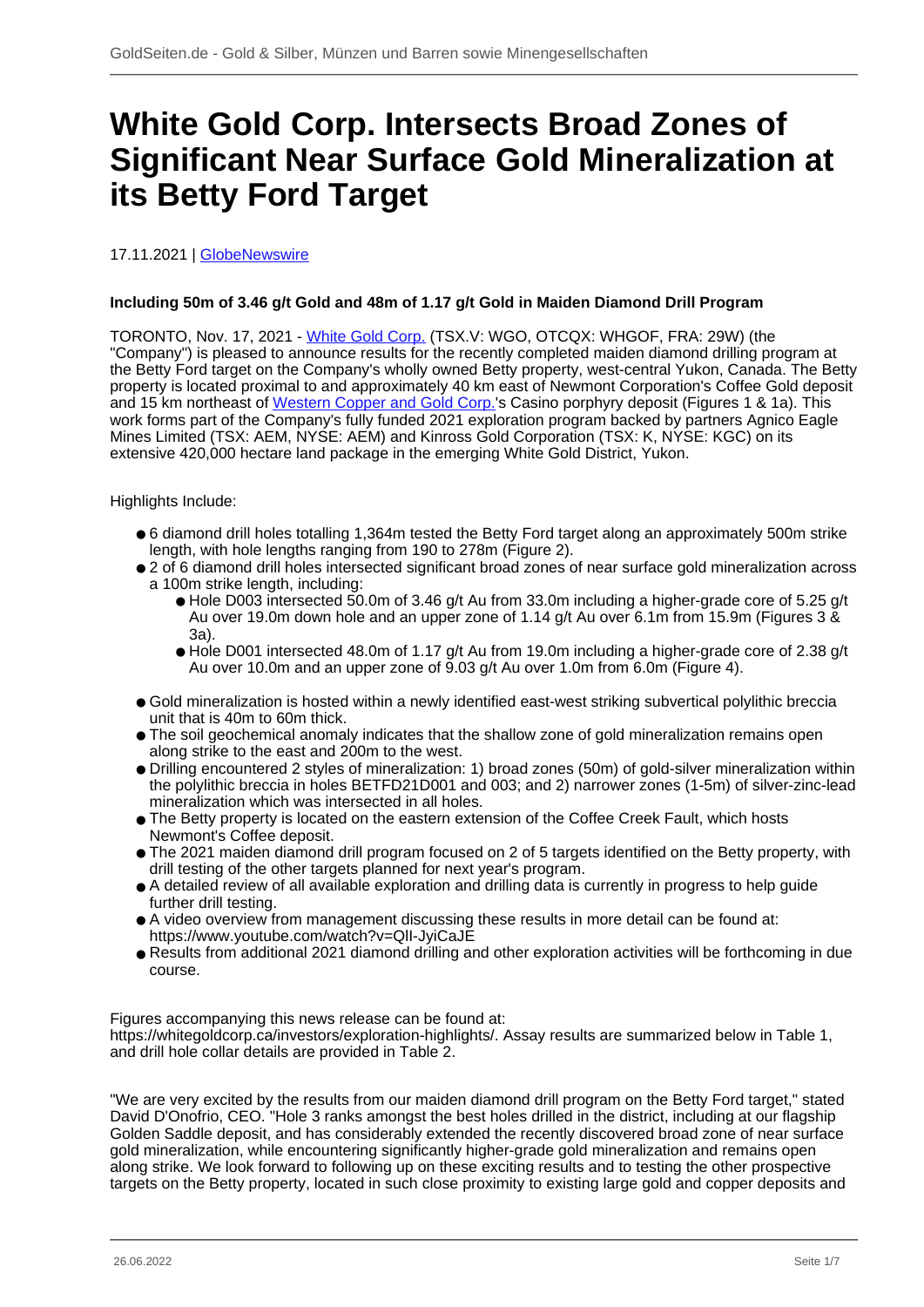# White Gold Corp. Intersects Broad Zones of Significant Near Surface Gold Mineralization at its Betty Ford Target

17.11.2021 | GlobeNewswire

**Including 50m of 3.46 g/t Gold and 48m of 1.17 g/t Gold in Maiden Diamond Drill Program**

TORONTO, Nov. 17, 2021 - White Gold Corp. (TSX.V: WGO, OTCQX: WHGOF, FRA: 29W) (the "Company") is pleased to announce results for the recently completed maiden diamond drilling program at the Betty Ford target on the Company's wholly owned Betty property, west-central Yukon, Canada. The Betty property is located proximal to and approximately 40 km east of Newmont Corporation's Coffee Gold deposit and 15 km northeast of Western Copper and Gold Corp.'s Casino porphyry deposit (Figures 1 & 1a). This work forms part of the Company's fully funded 2021 exploration program backed by partners Agnico Eagle Mines Limited (TSX: AEM, NYSE: AEM) and Kinross Gold Corporation (TSX: K, NYSE: KGC) on its extensive 420,000 hectare land package in the emerging White Gold District, Yukon.

Highlights Include:

- 6 diamond drill holes totalling 1,364m tested the Betty Ford target along an approximately 500m strike length, with hole lengths ranging from 190 to 278m (Figure 2).
- 2 of 6 diamond drill holes intersected significant broad zones of near surface gold mineralization across a 100m strike length, including:
  - Hole D003 intersected 50.0m of 3.46 g/t Au from 33.0m including a higher-grade core of 5.25 g/t Au over 19.0m down hole and an upper zone of 1.14 g/t Au over 6.1m from 15.9m (Figures 3 & 3a).
  - Hole D001 intersected 48.0m of 1.17 g/t Au from 19.0m including a higher-grade core of 2.38 g/t Au over 10.0m and an upper zone of 9.03 g/t Au over 1.0m from 6.0m (Figure 4).
- Gold mineralization is hosted within a newly identified east-west striking subvertical polylithic breccia unit that is 40m to 60m thick.
- The soil geochemical anomaly indicates that the shallow zone of gold mineralization remains open along strike to the east and 200m to the west.
- Drilling encountered 2 styles of mineralization: 1) broad zones (50m) of gold-silver mineralization within the polylithic breccia in holes BETFD21D001 and 003; and 2) narrower zones (1-5m) of silver-zinc-lead mineralization which was intersected in all holes.
- The Betty property is located on the eastern extension of the Coffee Creek Fault, which hosts Newmont's Coffee deposit.
- The 2021 maiden diamond drill program focused on 2 of 5 targets identified on the Betty property, with drill testing of the other targets planned for next year's program.
- A detailed review of all available exploration and drilling data is currently in progress to help guide further drill testing.
- A video overview from management discussing these results in more detail can be found at: https://www.youtube.com/watch?v=QlI-JyiCaJE
- Results from additional 2021 diamond drilling and other exploration activities will be forthcoming in due course.

Figures accompanying this news release can be found at: https://whitegoldcorp.ca/investors/exploration-highlights/. Assay results are summarized below in Table 1, and drill hole collar details are provided in Table 2.

"We are very excited by the results from our maiden diamond drill program on the Betty Ford target," stated David D'Onofrio, CEO. "Hole 3 ranks amongst the best holes drilled in the district, including at our flagship Golden Saddle deposit, and has considerably extended the recently discovered broad zone of near surface gold mineralization, while encountering significantly higher-grade gold mineralization and remains open along strike. We look forward to following up on these exciting results and to testing the other prospective targets on the Betty property, located in such close proximity to existing large gold and copper deposits and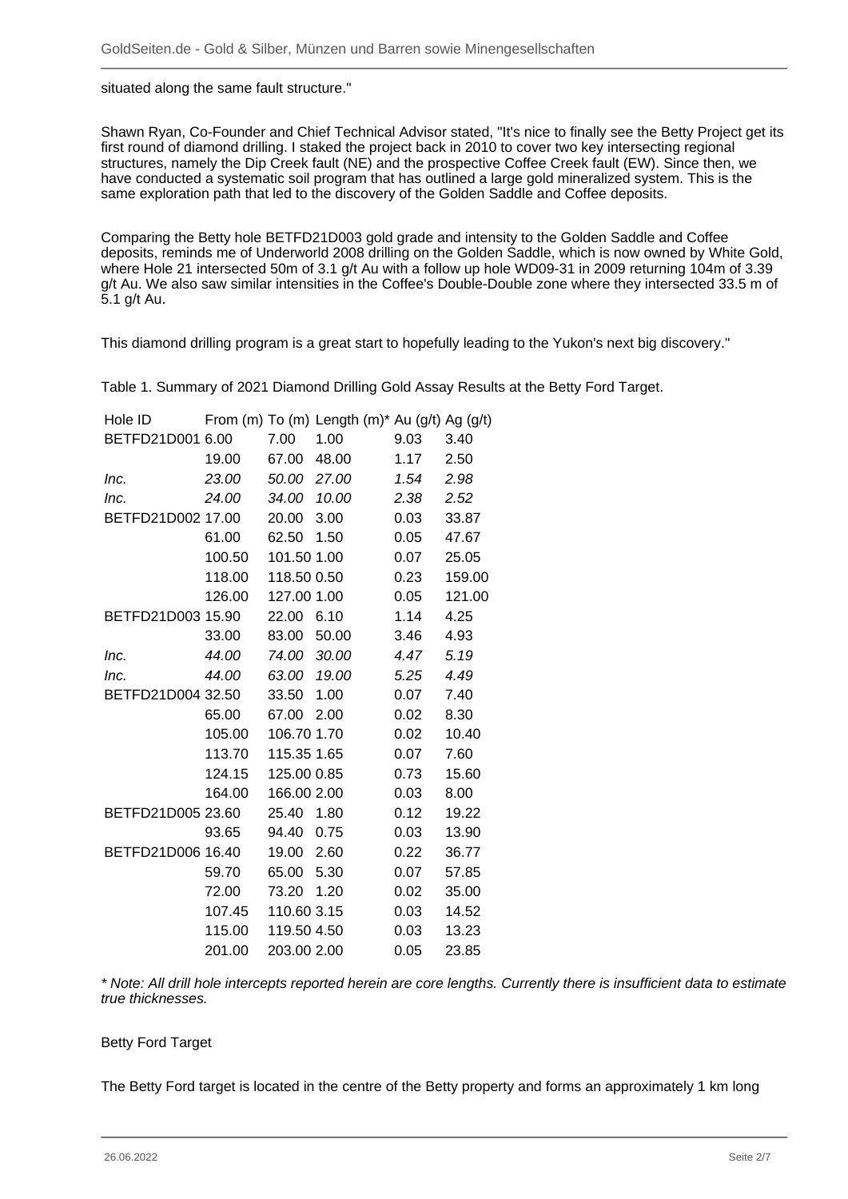situated along the same fault structure."

Shawn Ryan, Co-Founder and Chief Technical Advisor stated, "It's nice to finally see the Betty Project get its first round of diamond drilling. I staked the project back in 2010 to cover two key intersecting regional structures, namely the Dip Creek fault (NE) and the prospective Coffee Creek fault (EW). Since then, we have conducted a systematic soil program that has outlined a large gold mineralized system. This is the same exploration path that led to the discovery of the Golden Saddle and Coffee deposits.

Comparing the Betty hole BETFD21D003 gold grade and intensity to the Golden Saddle and Coffee deposits, reminds me of Underworld 2008 drilling on the Golden Saddle, which is now owned by White Gold, where Hole 21 intersected 50m of 3.1 g/t Au with a follow up hole WD09-31 in 2009 returning 104m of 3.39 g/t Au. We also saw similar intensities in the Coffee's Double-Double zone where they intersected 33.5 m of 5.1 g/t Au.

This diamond drilling program is a great start to hopefully leading to the Yukon's next big discovery."

Table 1. Summary of 2021 Diamond Drilling Gold Assay Results at the Betty Ford Target.

| Hole ID | From (m) | To (m) | Length (m)* | Au (g/t) | Ag (g/t) |
|---|---|---|---|---|---|
| BETFD21D001 | 6.00 | 7.00 | 1.00 | 9.03 | 3.40 |
| | 19.00 | 67.00 | 48.00 | 1.17 | 2.50 |
| *Inc.* | *23.00* | *50.00* | *27.00* | *1.54* | *2.98* |
| *Inc.* | *24.00* | *34.00* | *10.00* | *2.38* | *2.52* |
| BETFD21D002 | 17.00 | 20.00 | 3.00 | 0.03 | 33.87 |
| | 61.00 | 62.50 | 1.50 | 0.05 | 47.67 |
| | 100.50 | 101.50 | 1.00 | 0.07 | 25.05 |
| | 118.00 | 118.50 | 0.50 | 0.23 | 159.00 |
| | 126.00 | 127.00 | 1.00 | 0.05 | 121.00 |
| BETFD21D003 | 15.90 | 22.00 | 6.10 | 1.14 | 4.25 |
| | 33.00 | 83.00 | 50.00 | 3.46 | 4.93 |
| *Inc.* | *44.00* | *74.00* | *30.00* | *4.47* | *5.19* |
| *Inc.* | *44.00* | *63.00* | *19.00* | *5.25* | *4.49* |
| BETFD21D004 | 32.50 | 33.50 | 1.00 | 0.07 | 7.40 |
| | 65.00 | 67.00 | 2.00 | 0.02 | 8.30 |
| | 105.00 | 106.70 | 1.70 | 0.02 | 10.40 |
| | 113.70 | 115.35 | 1.65 | 0.07 | 7.60 |
| | 124.15 | 125.00 | 0.85 | 0.73 | 15.60 |
| | 164.00 | 166.00 | 2.00 | 0.03 | 8.00 |
| BETFD21D005 | 23.60 | 25.40 | 1.80 | 0.12 | 19.22 |
| | 93.65 | 94.40 | 0.75 | 0.03 | 13.90 |
| BETFD21D006 | 16.40 | 19.00 | 2.60 | 0.22 | 36.77 |
| | 59.70 | 65.00 | 5.30 | 0.07 | 57.85 |
| | 72.00 | 73.20 | 1.20 | 0.02 | 35.00 |
| | 107.45 | 110.60 | 3.15 | 0.03 | 14.52 |
| | 115.00 | 119.50 | 4.50 | 0.03 | 13.23 |
| | 201.00 | 203.00 | 2.00 | 0.05 | 23.85 |

*\* Note: All drill hole intercepts reported herein are core lengths. Currently there is insufficient data to estimate true thicknesses.*

Betty Ford Target

The Betty Ford target is located in the centre of the Betty property and forms an approximately 1 km long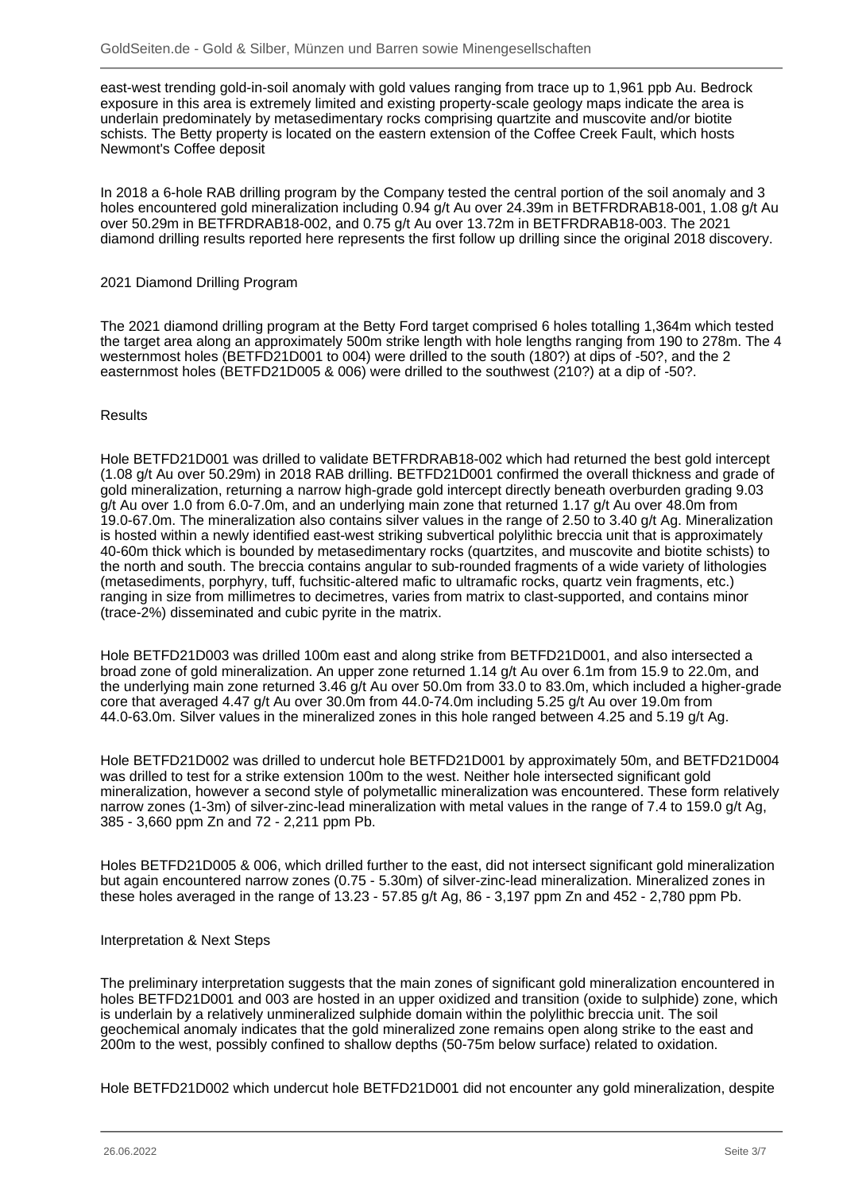east-west trending gold-in-soil anomaly with gold values ranging from trace up to 1,961 ppb Au. Bedrock exposure in this area is extremely limited and existing property-scale geology maps indicate the area is underlain predominately by metasedimentary rocks comprising quartzite and muscovite and/or biotite schists. The Betty property is located on the eastern extension of the Coffee Creek Fault, which hosts Newmont's Coffee deposit

In 2018 a 6-hole RAB drilling program by the Company tested the central portion of the soil anomaly and 3 holes encountered gold mineralization including 0.94 g/t Au over 24.39m in BETFRDRAB18-001, 1.08 g/t Au over 50.29m in BETFRDRAB18-002, and 0.75 g/t Au over 13.72m in BETFRDRAB18-003. The 2021 diamond drilling results reported here represents the first follow up drilling since the original 2018 discovery.

2021 Diamond Drilling Program

The 2021 diamond drilling program at the Betty Ford target comprised 6 holes totalling 1,364m which tested the target area along an approximately 500m strike length with hole lengths ranging from 190 to 278m. The 4 westernmost holes (BETFD21D001 to 004) were drilled to the south (180?) at dips of -50?, and the 2 easternmost holes (BETFD21D005 & 006) were drilled to the southwest (210?) at a dip of -50?.

Results

Hole BETFD21D001 was drilled to validate BETFRDRAB18-002 which had returned the best gold intercept (1.08 g/t Au over 50.29m) in 2018 RAB drilling. BETFD21D001 confirmed the overall thickness and grade of gold mineralization, returning a narrow high-grade gold intercept directly beneath overburden grading 9.03 g/t Au over 1.0 from 6.0-7.0m, and an underlying main zone that returned 1.17 g/t Au over 48.0m from 19.0-67.0m. The mineralization also contains silver values in the range of 2.50 to 3.40 g/t Ag. Mineralization is hosted within a newly identified east-west striking subvertical polylithic breccia unit that is approximately 40-60m thick which is bounded by metasedimentary rocks (quartzites, and muscovite and biotite schists) to the north and south. The breccia contains angular to sub-rounded fragments of a wide variety of lithologies (metasediments, porphyry, tuff, fuchsitic-altered mafic to ultramafic rocks, quartz vein fragments, etc.) ranging in size from millimetres to decimetres, varies from matrix to clast-supported, and contains minor (trace-2%) disseminated and cubic pyrite in the matrix.

Hole BETFD21D003 was drilled 100m east and along strike from BETFD21D001, and also intersected a broad zone of gold mineralization. An upper zone returned 1.14 g/t Au over 6.1m from 15.9 to 22.0m, and the underlying main zone returned 3.46 g/t Au over 50.0m from 33.0 to 83.0m, which included a higher-grade core that averaged 4.47 g/t Au over 30.0m from 44.0-74.0m including 5.25 g/t Au over 19.0m from 44.0-63.0m. Silver values in the mineralized zones in this hole ranged between 4.25 and 5.19 g/t Ag.

Hole BETFD21D002 was drilled to undercut hole BETFD21D001 by approximately 50m, and BETFD21D004 was drilled to test for a strike extension 100m to the west. Neither hole intersected significant gold mineralization, however a second style of polymetallic mineralization was encountered. These form relatively narrow zones (1-3m) of silver-zinc-lead mineralization with metal values in the range of 7.4 to 159.0 g/t Ag, 385 - 3,660 ppm Zn and 72 - 2,211 ppm Pb.

Holes BETFD21D005 & 006, which drilled further to the east, did not intersect significant gold mineralization but again encountered narrow zones (0.75 - 5.30m) of silver-zinc-lead mineralization. Mineralized zones in these holes averaged in the range of 13.23 - 57.85 g/t Ag, 86 - 3,197 ppm Zn and 452 - 2,780 ppm Pb.

Interpretation & Next Steps

The preliminary interpretation suggests that the main zones of significant gold mineralization encountered in holes BETFD21D001 and 003 are hosted in an upper oxidized and transition (oxide to sulphide) zone, which is underlain by a relatively unmineralized sulphide domain within the polylithic breccia unit. The soil geochemical anomaly indicates that the gold mineralized zone remains open along strike to the east and 200m to the west, possibly confined to shallow depths (50-75m below surface) related to oxidation.

Hole BETFD21D002 which undercut hole BETFD21D001 did not encounter any gold mineralization, despite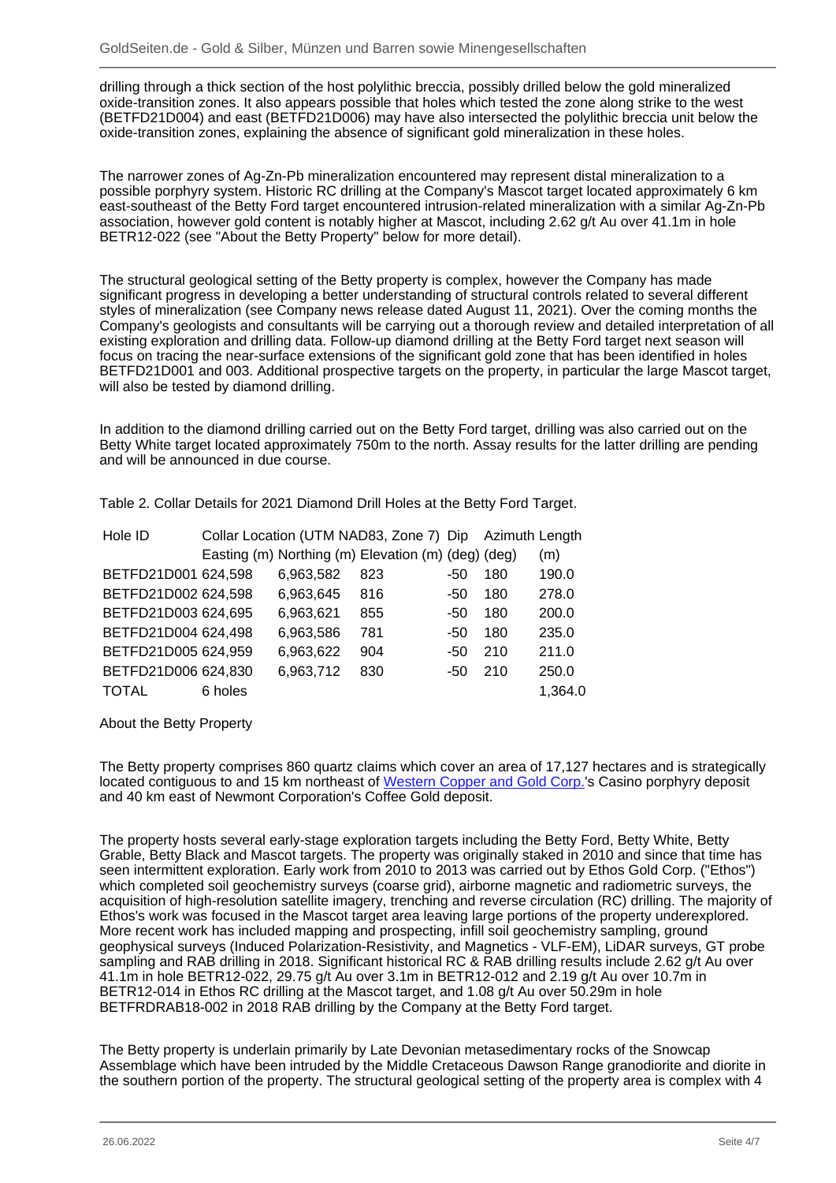drilling through a thick section of the host polylithic breccia, possibly drilled below the gold mineralized oxide-transition zones. It also appears possible that holes which tested the zone along strike to the west (BETFD21D004) and east (BETFD21D006) may have also intersected the polylithic breccia unit below the oxide-transition zones, explaining the absence of significant gold mineralization in these holes.

The narrower zones of Ag-Zn-Pb mineralization encountered may represent distal mineralization to a possible porphyry system. Historic RC drilling at the Company's Mascot target located approximately 6 km east-southeast of the Betty Ford target encountered intrusion-related mineralization with a similar Ag-Zn-Pb association, however gold content is notably higher at Mascot, including 2.62 g/t Au over 41.1m in hole BETR12-022 (see "About the Betty Property" below for more detail).

The structural geological setting of the Betty property is complex, however the Company has made significant progress in developing a better understanding of structural controls related to several different styles of mineralization (see Company news release dated August 11, 2021). Over the coming months the Company's geologists and consultants will be carrying out a thorough review and detailed interpretation of all existing exploration and drilling data. Follow-up diamond drilling at the Betty Ford target next season will focus on tracing the near-surface extensions of the significant gold zone that has been identified in holes BETFD21D001 and 003. Additional prospective targets on the property, in particular the large Mascot target, will also be tested by diamond drilling.

In addition to the diamond drilling carried out on the Betty Ford target, drilling was also carried out on the Betty White target located approximately 750m to the north. Assay results for the latter drilling are pending and will be announced in due course.

Table 2. Collar Details for 2021 Diamond Drill Holes at the Betty Ford Target.

| Hole ID | Collar Location (UTM NAD83, Zone 7) | | | Dip | Azimuth | Length |
|---|---|---|---|---|---|---|
| | Easting (m) | Northing (m) | Elevation (m) | (deg) | (deg) | (m) |
| BETFD21D001 | 624,598 | 6,963,582 | 823 | -50 | 180 | 190.0 |
| BETFD21D002 | 624,598 | 6,963,645 | 816 | -50 | 180 | 278.0 |
| BETFD21D003 | 624,695 | 6,963,621 | 855 | -50 | 180 | 200.0 |
| BETFD21D004 | 624,498 | 6,963,586 | 781 | -50 | 180 | 235.0 |
| BETFD21D005 | 624,959 | 6,963,622 | 904 | -50 | 210 | 211.0 |
| BETFD21D006 | 624,830 | 6,963,712 | 830 | -50 | 210 | 250.0 |
| TOTAL | 6 holes | | | | | 1,364.0 |

About the Betty Property

The Betty property comprises 860 quartz claims which cover an area of 17,127 hectares and is strategically located contiguous to and 15 km northeast of Western Copper and Gold Corp.'s Casino porphyry deposit and 40 km east of Newmont Corporation's Coffee Gold deposit.

The property hosts several early-stage exploration targets including the Betty Ford, Betty White, Betty Grable, Betty Black and Mascot targets. The property was originally staked in 2010 and since that time has seen intermittent exploration. Early work from 2010 to 2013 was carried out by Ethos Gold Corp. ("Ethos") which completed soil geochemistry surveys (coarse grid), airborne magnetic and radiometric surveys, the acquisition of high-resolution satellite imagery, trenching and reverse circulation (RC) drilling. The majority of Ethos's work was focused in the Mascot target area leaving large portions of the property underexplored. More recent work has included mapping and prospecting, infill soil geochemistry sampling, ground geophysical surveys (Induced Polarization-Resistivity, and Magnetics - VLF-EM), LiDAR surveys, GT probe sampling and RAB drilling in 2018. Significant historical RC & RAB drilling results include 2.62 g/t Au over 41.1m in hole BETR12-022, 29.75 g/t Au over 3.1m in BETR12-012 and 2.19 g/t Au over 10.7m in BETR12-014 in Ethos RC drilling at the Mascot target, and 1.08 g/t Au over 50.29m in hole BETFRDRAB18-002 in 2018 RAB drilling by the Company at the Betty Ford target.

The Betty property is underlain primarily by Late Devonian metasedimentary rocks of the Snowcap Assemblage which have been intruded by the Middle Cretaceous Dawson Range granodiorite and diorite in the southern portion of the property. The structural geological setting of the property area is complex with 4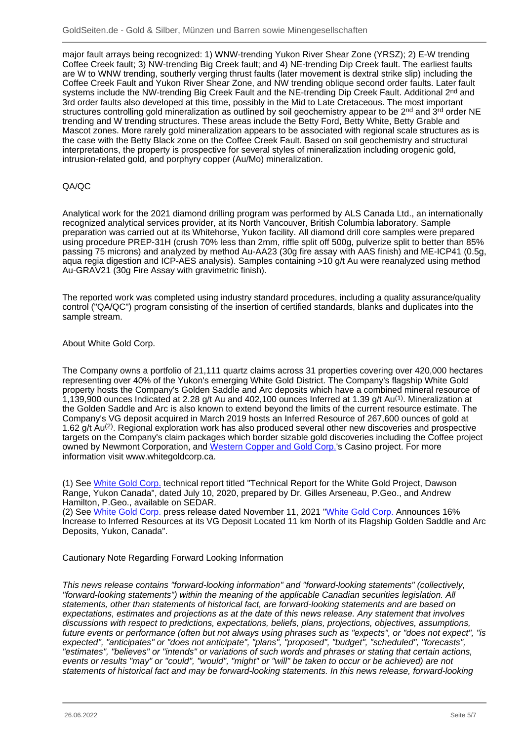major fault arrays being recognized: 1) WNW-trending Yukon River Shear Zone (YRSZ); 2) E-W trending Coffee Creek fault; 3) NW-trending Big Creek fault; and 4) NE-trending Dip Creek fault. The earliest faults are W to WNW trending, southerly verging thrust faults (later movement is dextral strike slip) including the Coffee Creek Fault and Yukon River Shear Zone, and NW trending oblique second order faults. Later fault systems include the NW-trending Big Creek Fault and the NE-trending Dip Creek Fault. Additional 2nd and 3rd order faults also developed at this time, possibly in the Mid to Late Cretaceous. The most important structures controlling gold mineralization as outlined by soil geochemistry appear to be 2nd and 3rd order NE trending and W trending structures. These areas include the Betty Ford, Betty White, Betty Grable and Mascot zones. More rarely gold mineralization appears to be associated with regional scale structures as is the case with the Betty Black zone on the Coffee Creek Fault. Based on soil geochemistry and structural interpretations, the property is prospective for several styles of mineralization including orogenic gold, intrusion-related gold, and porphyry copper (Au/Mo) mineralization.

QA/QC

Analytical work for the 2021 diamond drilling program was performed by ALS Canada Ltd., an internationally recognized analytical services provider, at its North Vancouver, British Columbia laboratory. Sample preparation was carried out at its Whitehorse, Yukon facility. All diamond drill core samples were prepared using procedure PREP-31H (crush 70% less than 2mm, riffle split off 500g, pulverize split to better than 85% passing 75 microns) and analyzed by method Au-AA23 (30g fire assay with AAS finish) and ME-ICP41 (0.5g, aqua regia digestion and ICP-AES analysis). Samples containing >10 g/t Au were reanalyzed using method Au-GRAV21 (30g Fire Assay with gravimetric finish).

The reported work was completed using industry standard procedures, including a quality assurance/quality control ("QA/QC") program consisting of the insertion of certified standards, blanks and duplicates into the sample stream.

About White Gold Corp.

The Company owns a portfolio of 21,111 quartz claims across 31 properties covering over 420,000 hectares representing over 40% of the Yukon's emerging White Gold District. The Company's flagship White Gold property hosts the Company's Golden Saddle and Arc deposits which have a combined mineral resource of 1,139,900 ounces Indicated at 2.28 g/t Au and 402,100 ounces Inferred at 1.39 g/t Au(1). Mineralization at the Golden Saddle and Arc is also known to extend beyond the limits of the current resource estimate. The Company's VG deposit acquired in March 2019 hosts an Inferred Resource of 267,600 ounces of gold at 1.62 g/t Au(2). Regional exploration work has also produced several other new discoveries and prospective targets on the Company's claim packages which border sizable gold discoveries including the Coffee project owned by Newmont Corporation, and Western Copper and Gold Corp.'s Casino project. For more information visit www.whitegoldcorp.ca.

(1) See White Gold Corp. technical report titled "Technical Report for the White Gold Project, Dawson Range, Yukon Canada", dated July 10, 2020, prepared by Dr. Gilles Arseneau, P.Geo., and Andrew Hamilton, P.Geo., available on SEDAR.
(2) See White Gold Corp. press release dated November 11, 2021 "White Gold Corp. Announces 16% Increase to Inferred Resources at its VG Deposit Located 11 km North of its Flagship Golden Saddle and Arc Deposits, Yukon, Canada".

Cautionary Note Regarding Forward Looking Information

*This news release contains "forward-looking information" and "forward-looking statements" (collectively, "forward-looking statements") within the meaning of the applicable Canadian securities legislation. All statements, other than statements of historical fact, are forward-looking statements and are based on expectations, estimates and projections as at the date of this news release. Any statement that involves discussions with respect to predictions, expectations, beliefs, plans, projections, objectives, assumptions, future events or performance (often but not always using phrases such as "expects", or "does not expect", "is expected", "anticipates" or "does not anticipate", "plans", "proposed", "budget", "scheduled", "forecasts", "estimates", "believes" or "intends" or variations of such words and phrases or stating that certain actions, events or results "may" or "could", "would", "might" or "will" be taken to occur or be achieved) are not statements of historical fact and may be forward-looking statements. In this news release, forward-looking*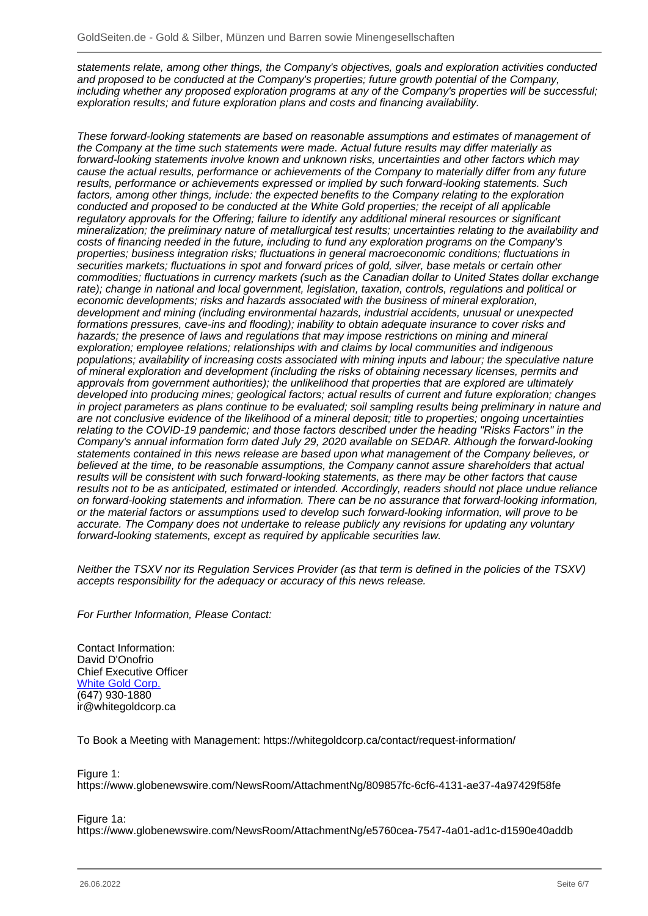*statements relate, among other things, the Company's objectives, goals and exploration activities conducted and proposed to be conducted at the Company's properties; future growth potential of the Company, including whether any proposed exploration programs at any of the Company's properties will be successful; exploration results; and future exploration plans and costs and financing availability.*

*These forward-looking statements are based on reasonable assumptions and estimates of management of the Company at the time such statements were made. Actual future results may differ materially as forward-looking statements involve known and unknown risks, uncertainties and other factors which may cause the actual results, performance or achievements of the Company to materially differ from any future results, performance or achievements expressed or implied by such forward-looking statements. Such factors, among other things, include: the expected benefits to the Company relating to the exploration conducted and proposed to be conducted at the White Gold properties; the receipt of all applicable regulatory approvals for the Offering; failure to identify any additional mineral resources or significant mineralization; the preliminary nature of metallurgical test results; uncertainties relating to the availability and costs of financing needed in the future, including to fund any exploration programs on the Company's properties; business integration risks; fluctuations in general macroeconomic conditions; fluctuations in securities markets; fluctuations in spot and forward prices of gold, silver, base metals or certain other commodities; fluctuations in currency markets (such as the Canadian dollar to United States dollar exchange rate); change in national and local government, legislation, taxation, controls, regulations and political or economic developments; risks and hazards associated with the business of mineral exploration, development and mining (including environmental hazards, industrial accidents, unusual or unexpected formations pressures, cave-ins and flooding); inability to obtain adequate insurance to cover risks and hazards; the presence of laws and regulations that may impose restrictions on mining and mineral exploration; employee relations; relationships with and claims by local communities and indigenous populations; availability of increasing costs associated with mining inputs and labour; the speculative nature of mineral exploration and development (including the risks of obtaining necessary licenses, permits and approvals from government authorities); the unlikelihood that properties that are explored are ultimately developed into producing mines; geological factors; actual results of current and future exploration; changes in project parameters as plans continue to be evaluated; soil sampling results being preliminary in nature and are not conclusive evidence of the likelihood of a mineral deposit; title to properties; ongoing uncertainties relating to the COVID-19 pandemic; and those factors described under the heading "Risks Factors" in the Company's annual information form dated July 29, 2020 available on SEDAR. Although the forward-looking statements contained in this news release are based upon what management of the Company believes, or believed at the time, to be reasonable assumptions, the Company cannot assure shareholders that actual results will be consistent with such forward-looking statements, as there may be other factors that cause results not to be as anticipated, estimated or intended. Accordingly, readers should not place undue reliance on forward-looking statements and information. There can be no assurance that forward-looking information, or the material factors or assumptions used to develop such forward-looking information, will prove to be accurate. The Company does not undertake to release publicly any revisions for updating any voluntary forward-looking statements, except as required by applicable securities law.*

*Neither the TSXV nor its Regulation Services Provider (as that term is defined in the policies of the TSXV) accepts responsibility for the adequacy or accuracy of this news release.*

*For Further Information, Please Contact:*

Contact Information:
David D'Onofrio
Chief Executive Officer
White Gold Corp.
(647) 930-1880
ir@whitegoldcorp.ca

To Book a Meeting with Management: https://whitegoldcorp.ca/contact/request-information/

Figure 1:
https://www.globenewswire.com/NewsRoom/AttachmentNg/809857fc-6cf6-4131-ae37-4a97429f58fe

Figure 1a:
https://www.globenewswire.com/NewsRoom/AttachmentNg/e5760cea-7547-4a01-ad1c-d1590e40addb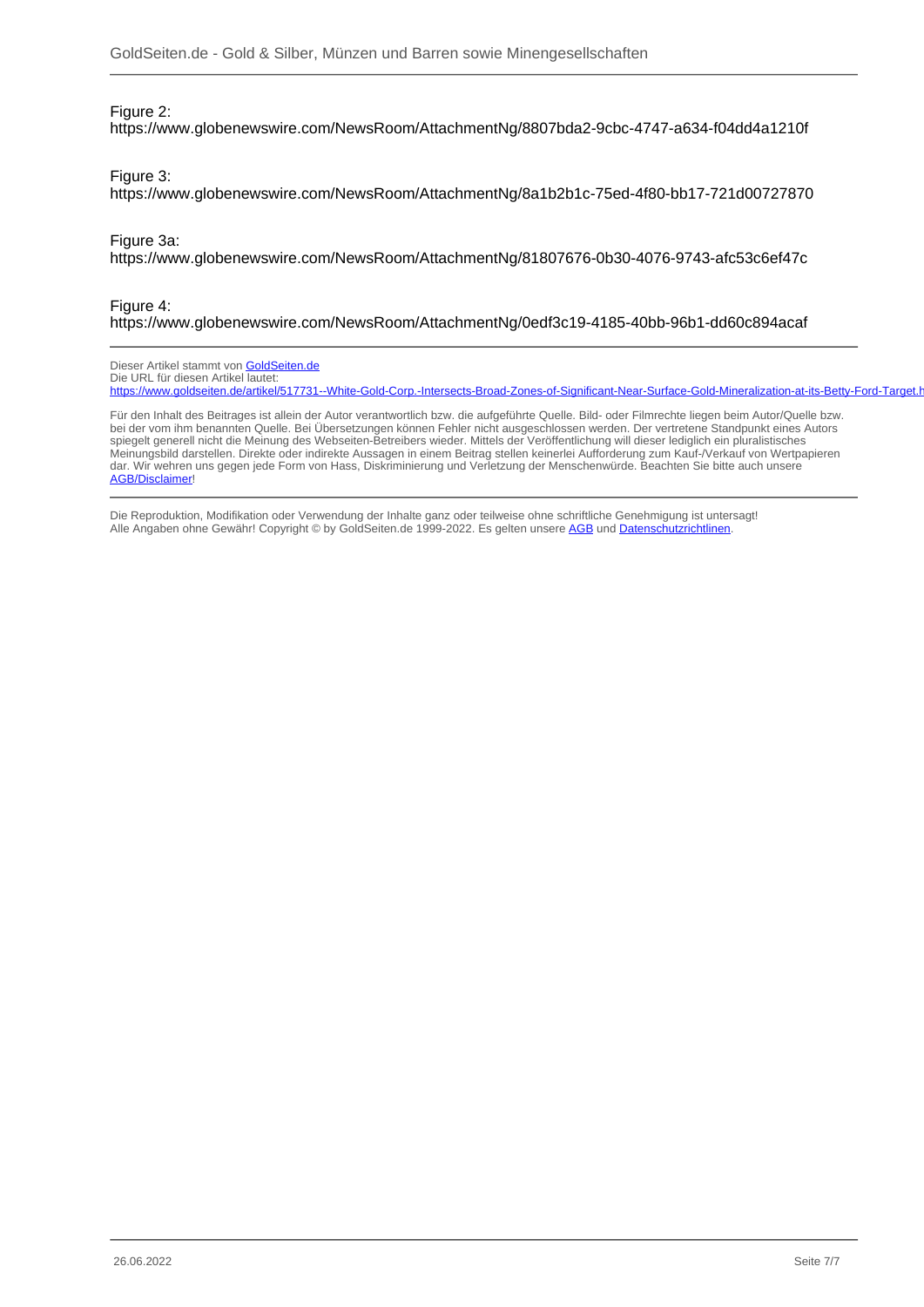Figure 2:
https://www.globenewswire.com/NewsRoom/AttachmentNg/8807bda2-9cbc-4747-a634-f04dd4a1210f

Figure 3:
https://www.globenewswire.com/NewsRoom/AttachmentNg/8a1b2b1c-75ed-4f80-bb17-721d00727870

Figure 3a:
https://www.globenewswire.com/NewsRoom/AttachmentNg/81807676-0b30-4076-9743-afc53c6ef47c

Figure 4:
https://www.globenewswire.com/NewsRoom/AttachmentNg/0edf3c19-4185-40bb-96b1-dd60c894acaf

---

Dieser Artikel stammt von [GoldSeiten.de](https://www.goldseiten.de)
Die URL für diesen Artikel lautet:
https://www.goldseiten.de/artikel/517731--White-Gold-Corp.-Intersects-Broad-Zones-of-Significant-Near-Surface-Gold-Mineralization-at-its-Betty-Ford-Target.h

Für den Inhalt des Beitrages ist allein der Autor verantwortlich bzw. die aufgeführte Quelle. Bild- oder Filmrechte liegen beim Autor/Quelle bzw. bei der vom ihm benannten Quelle. Bei Übersetzungen können Fehler nicht ausgeschlossen werden. Der vertretene Standpunkt eines Autors spiegelt generell nicht die Meinung des Webseiten-Betreibers wieder. Mittels der Veröffentlichung will dieser lediglich ein pluralistisches Meinungsbild darstellen. Direkte oder indirekte Aussagen in einem Beitrag stellen keinerlei Aufforderung zum Kauf-/Verkauf von Wertpapieren dar. Wir wehren uns gegen jede Form von Hass, Diskriminierung und Verletzung der Menschenwürde. Beachten Sie bitte auch unsere AGB/Disclaimer!

---

Die Reproduktion, Modifikation oder Verwendung der Inhalte ganz oder teilweise ohne schriftliche Genehmigung ist untersagt!
Alle Angaben ohne Gewähr! Copyright © by GoldSeiten.de 1999-2022. Es gelten unsere AGB und Datenschutzrichtlinen.